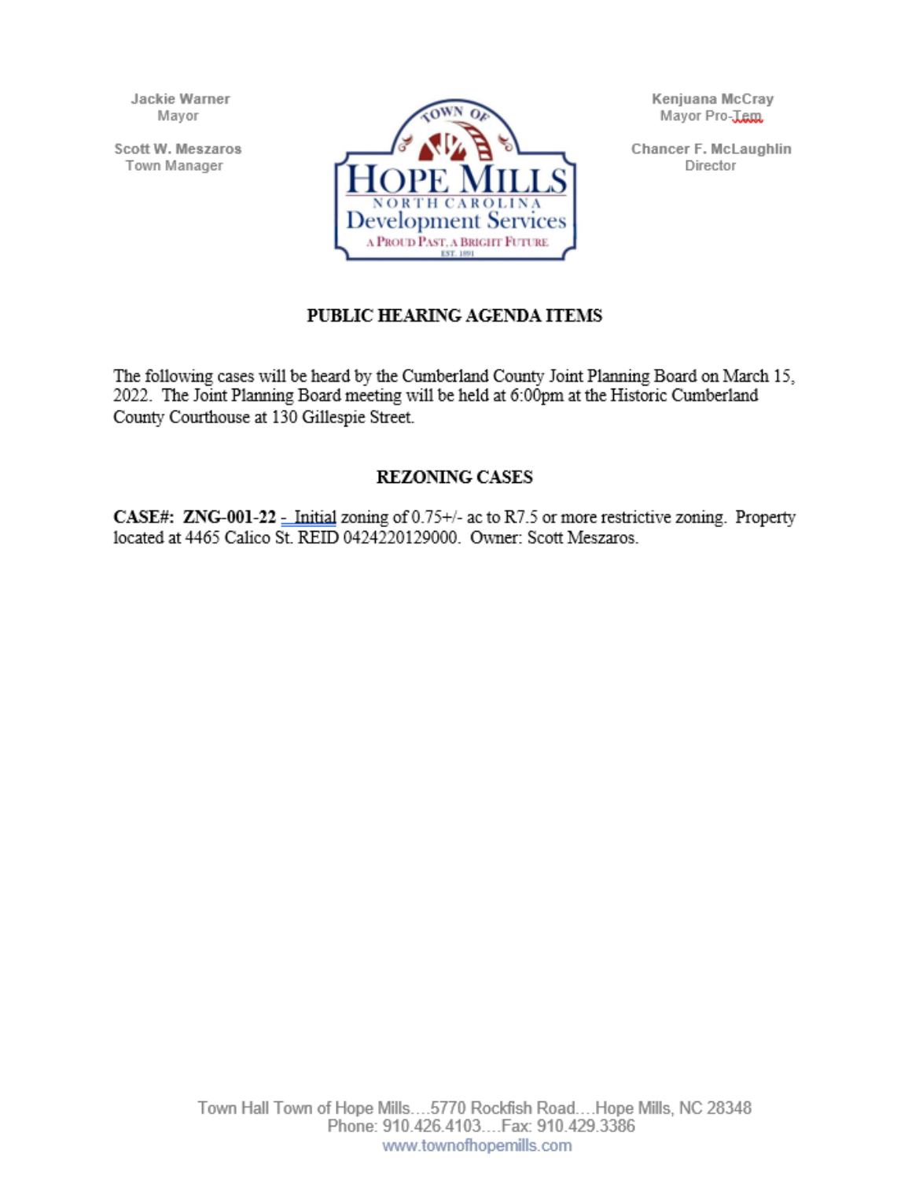Jackie Warner
Mayor

Scott W. Meszaros
Town Manager

Kenjuana McCray
Mayor Pro-Tem

Chancer F. McLaughlin
Director

TOWN OF
HOPE MILLS
NORTH CAROLINA
Development Services
A PROUD PAST, A BRIGHT FUTURE
EST. 1891

## PUBLIC HEARING AGENDA ITEMS

The following cases will be heard by the Cumberland County Joint Planning Board on March 15, 2022. The Joint Planning Board meeting will be held at 6:00pm at the Historic Cumberland County Courthouse at 130 Gillespie Street.

## REZONING CASES

**CASE#: ZNG-001-22** - Initial zoning of 0.75+/- ac to R7.5 or more restrictive zoning. Property located at 4465 Calico St. REID 0424220129000. Owner: Scott Meszaros.

Town Hall Town of Hope Mills....5770 Rockfish Road....Hope Mills, NC 28348
Phone: 910.426.4103....Fax: 910.429.3386
www.townofhopemills.com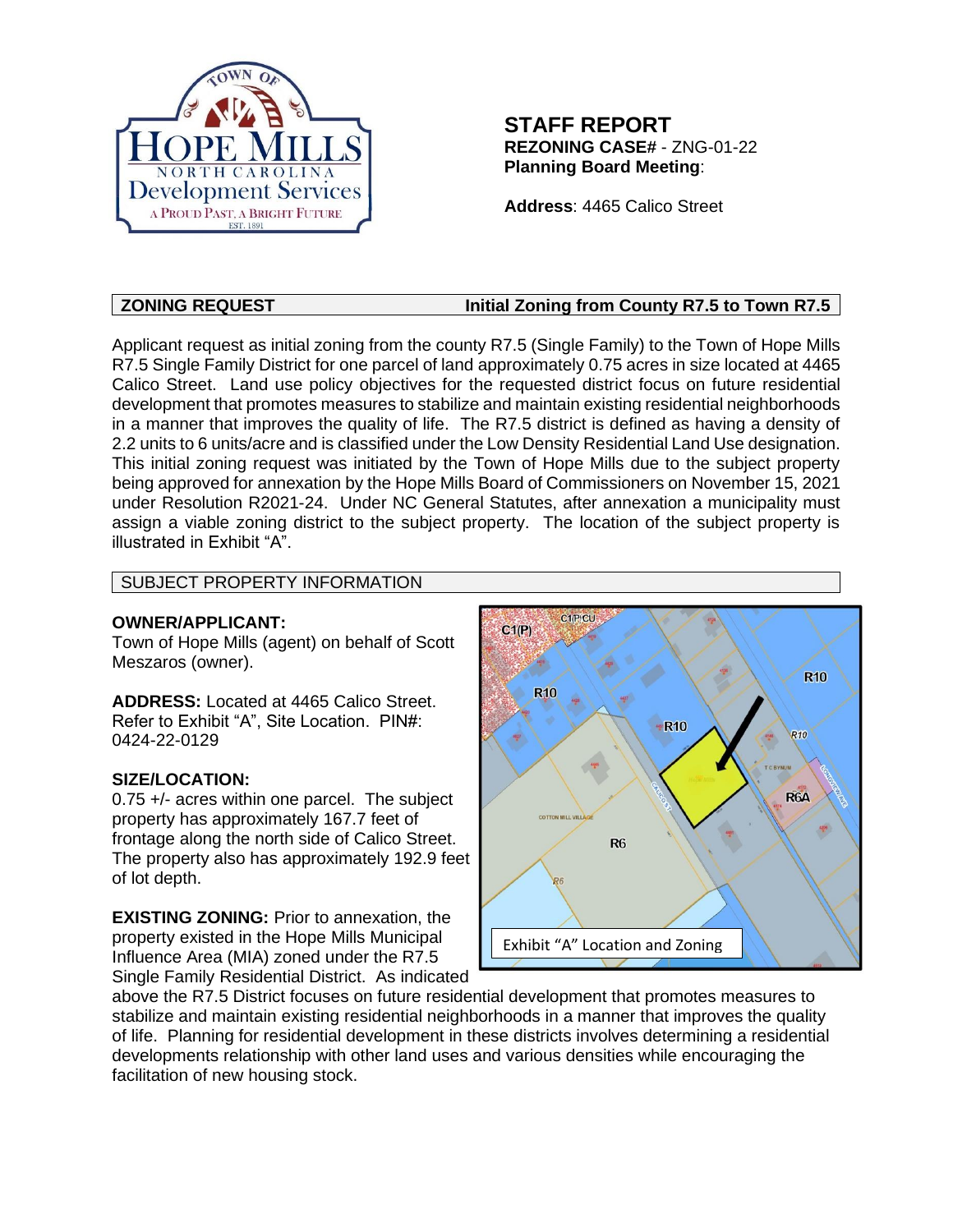**STAFF REPORT**
**REZONING CASE#** - ZNG-01-22
**Planning Board Meeting**:

**Address**: 4465 Calico Street

## ZONING REQUEST — Initial Zoning from County R7.5 to Town R7.5

Applicant request as initial zoning from the county R7.5 (Single Family) to the Town of Hope Mills R7.5 Single Family District for one parcel of land approximately 0.75 acres in size located at 4465 Calico Street. Land use policy objectives for the requested district focus on future residential development that promotes measures to stabilize and maintain existing residential neighborhoods in a manner that improves the quality of life. The R7.5 district is defined as having a density of 2.2 units to 6 units/acre and is classified under the Low Density Residential Land Use designation. This initial zoning request was initiated by the Town of Hope Mills due to the subject property being approved for annexation by the Hope Mills Board of Commissioners on November 15, 2021 under Resolution R2021-24. Under NC General Statutes, after annexation a municipality must assign a viable zoning district to the subject property. The location of the subject property is illustrated in Exhibit "A".

## SUBJECT PROPERTY INFORMATION

**OWNER/APPLICANT:**
Town of Hope Mills (agent) on behalf of Scott Meszaros (owner).

**ADDRESS:** Located at 4465 Calico Street. Refer to Exhibit "A", Site Location. PIN#: 0424-22-0129

**SIZE/LOCATION:**
0.75 +/- acres within one parcel. The subject property has approximately 167.7 feet of frontage along the north side of Calico Street. The property also has approximately 192.9 feet of lot depth.

Exhibit "A" Location and Zoning

**EXISTING ZONING:** Prior to annexation, the property existed in the Hope Mills Municipal Influence Area (MIA) zoned under the R7.5 Single Family Residential District. As indicated above the R7.5 District focuses on future residential development that promotes measures to stabilize and maintain existing residential neighborhoods in a manner that improves the quality of life. Planning for residential development in these districts involves determining a residential developments relationship with other land uses and various densities while encouraging the facilitation of new housing stock.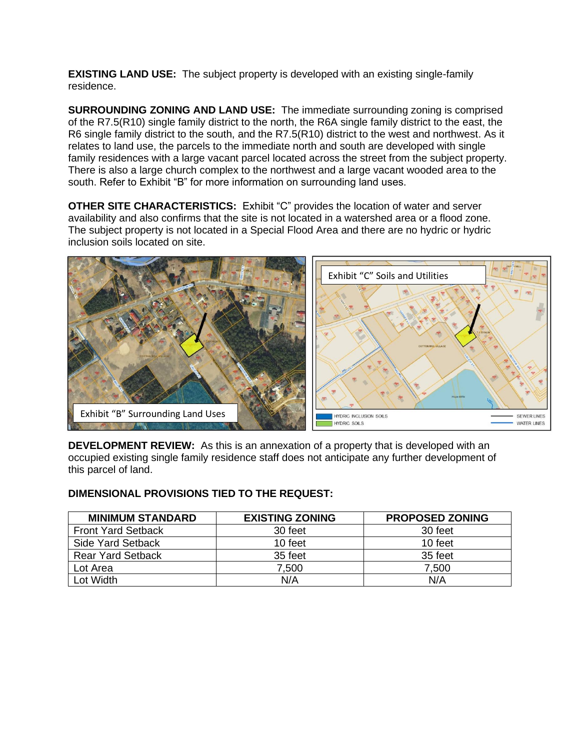**EXISTING LAND USE:** The subject property is developed with an existing single-family residence.

**SURROUNDING ZONING AND LAND USE:** The immediate surrounding zoning is comprised of the R7.5(R10) single family district to the north, the R6A single family district to the east, the R6 single family district to the south, and the R7.5(R10) district to the west and northwest. As it relates to land use, the parcels to the immediate north and south are developed with single family residences with a large vacant parcel located across the street from the subject property. There is also a large church complex to the northwest and a large vacant wooded area to the south. Refer to Exhibit "B" for more information on surrounding land uses.

**OTHER SITE CHARACTERISTICS:** Exhibit "C" provides the location of water and server availability and also confirms that the site is not located in a watershed area or a flood zone. The subject property is not located in a Special Flood Area and there are no hydric or hydric inclusion soils located on site.

Exhibit "B" Surrounding Land Uses

Exhibit "C" Soils and Utilities

HYDRIC INCLUSION SOILS
HYDRIC SOILS
SEWER LINES
WATER LINES

**DEVELOPMENT REVIEW:** As this is an annexation of a property that is developed with an occupied existing single family residence staff does not anticipate any further development of this parcel of land.

**DIMENSIONAL PROVISIONS TIED TO THE REQUEST:**

| MINIMUM STANDARD | EXISTING ZONING | PROPOSED ZONING |
|---|---|---|
| Front Yard Setback | 30 feet | 30 feet |
| Side Yard Setback | 10 feet | 10 feet |
| Rear Yard Setback | 35 feet | 35 feet |
| Lot Area | 7,500 | 7,500 |
| Lot Width | N/A | N/A |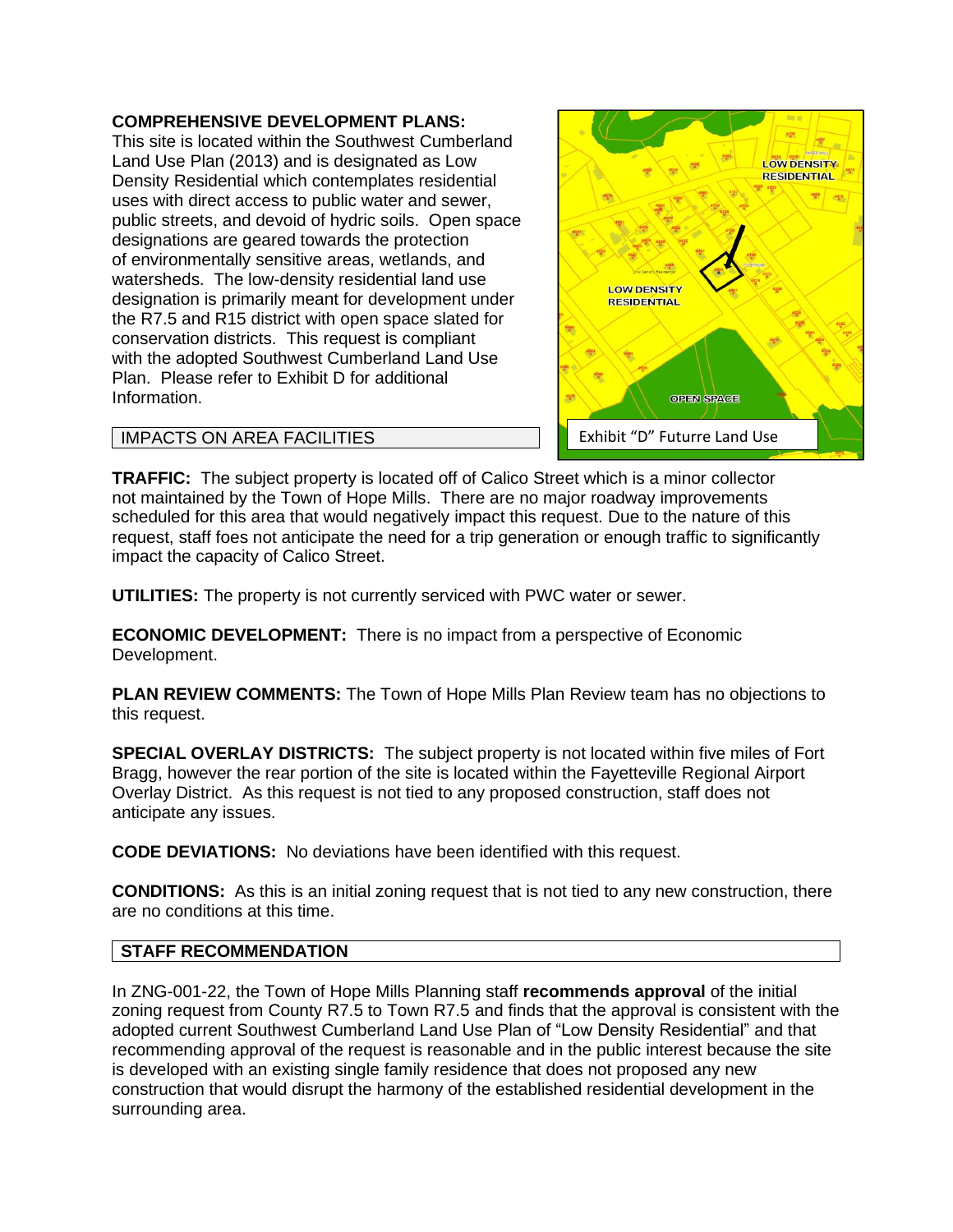**COMPREHENSIVE DEVELOPMENT PLANS:**
This site is located within the Southwest Cumberland Land Use Plan (2013) and is designated as Low Density Residential which contemplates residential uses with direct access to public water and sewer, public streets, and devoid of hydric soils. Open space designations are geared towards the protection of environmentally sensitive areas, wetlands, and watersheds. The low-density residential land use designation is primarily meant for development under the R7.5 and R15 district with open space slated for conservation districts. This request is compliant with the adopted Southwest Cumberland Land Use Plan. Please refer to Exhibit D for additional Information.

LOW DENSITY RESIDENTIAL

LOW DENSITY RESIDENTIAL

OPEN SPACE

Exhibit "D" Futurre Land Use

## IMPACTS ON AREA FACILITIES

**TRAFFIC:** The subject property is located off of Calico Street which is a minor collector not maintained by the Town of Hope Mills. There are no major roadway improvements scheduled for this area that would negatively impact this request. Due to the nature of this request, staff foes not anticipate the need for a trip generation or enough traffic to significantly impact the capacity of Calico Street.

**UTILITIES:** The property is not currently serviced with PWC water or sewer.

**ECONOMIC DEVELOPMENT:** There is no impact from a perspective of Economic Development.

**PLAN REVIEW COMMENTS:** The Town of Hope Mills Plan Review team has no objections to this request.

**SPECIAL OVERLAY DISTRICTS:** The subject property is not located within five miles of Fort Bragg, however the rear portion of the site is located within the Fayetteville Regional Airport Overlay District. As this request is not tied to any proposed construction, staff does not anticipate any issues.

**CODE DEVIATIONS:** No deviations have been identified with this request.

**CONDITIONS:** As this is an initial zoning request that is not tied to any new construction, there are no conditions at this time.

## STAFF RECOMMENDATION

In ZNG-001-22, the Town of Hope Mills Planning staff **recommends approval** of the initial zoning request from County R7.5 to Town R7.5 and finds that the approval is consistent with the adopted current Southwest Cumberland Land Use Plan of "Low Density Residential" and that recommending approval of the request is reasonable and in the public interest because the site is developed with an existing single family residence that does not proposed any new construction that would disrupt the harmony of the established residential development in the surrounding area.